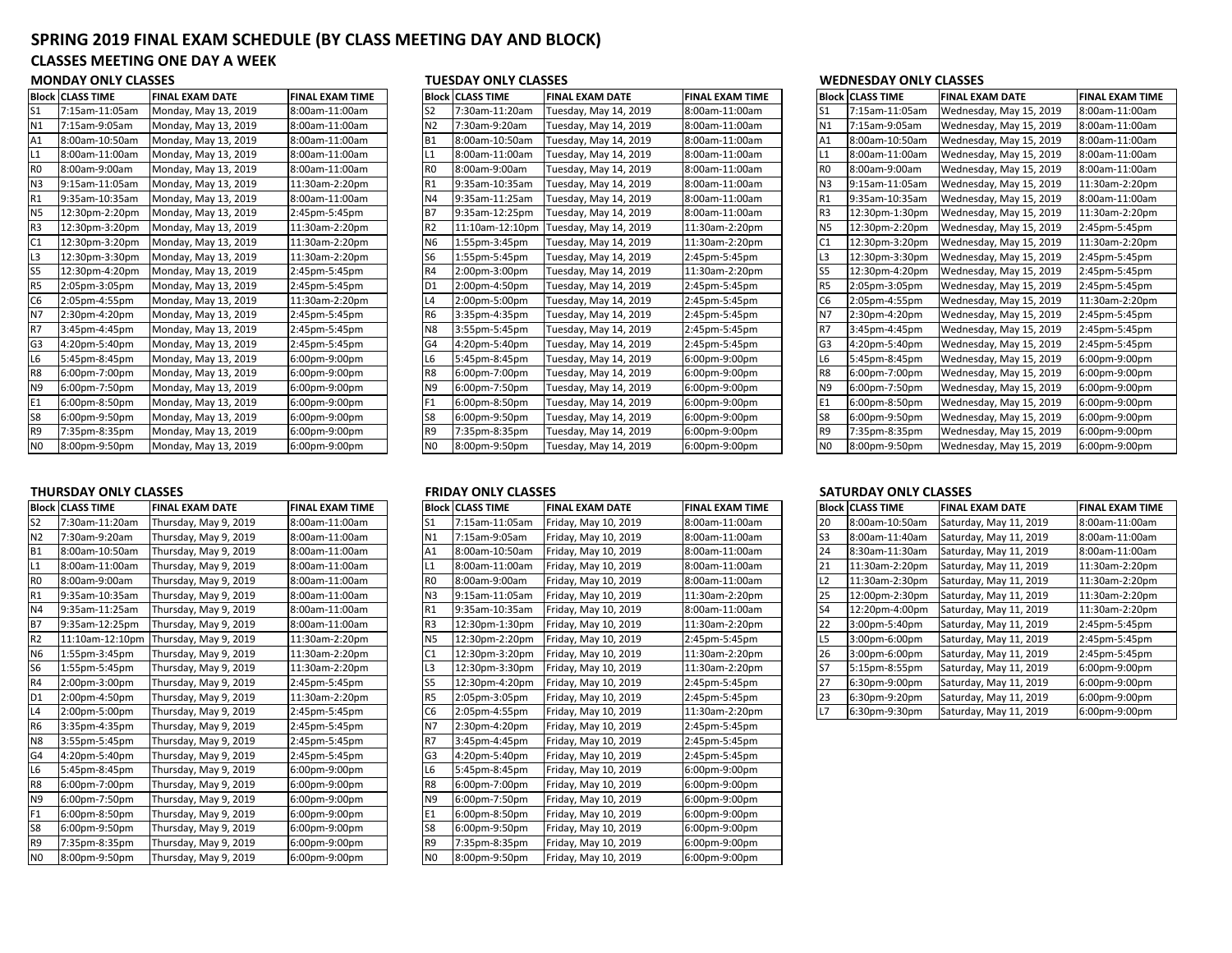# SPRING 2019 FINAL EXAM SCHEDULE (BY CLASS MEETING DAY AND BLOCK)

## CLASSES MEETING ONE DAY A WEEK

### MONDAY ONLY CLASSES

| Block | CLASS TIME | FINAL EXAM DATE | FINAL EXAM TIME |
|---|---|---|---|
| S1 | 7:15am-11:05am | Monday, May 13, 2019 | 8:00am-11:00am |
| N1 | 7:15am-9:05am | Monday, May 13, 2019 | 8:00am-11:00am |
| A1 | 8:00am-10:50am | Monday, May 13, 2019 | 8:00am-11:00am |
| L1 | 8:00am-11:00am | Monday, May 13, 2019 | 8:00am-11:00am |
| R0 | 8:00am-9:00am | Monday, May 13, 2019 | 8:00am-11:00am |
| N3 | 9:15am-11:05am | Monday, May 13, 2019 | 11:30am-2:20pm |
| R1 | 9:35am-10:35am | Monday, May 13, 2019 | 8:00am-11:00am |
| N5 | 12:30pm-2:20pm | Monday, May 13, 2019 | 2:45pm-5:45pm |
| R3 | 12:30pm-3:20pm | Monday, May 13, 2019 | 11:30am-2:20pm |
| C1 | 12:30pm-3:20pm | Monday, May 13, 2019 | 11:30am-2:20pm |
| L3 | 12:30pm-3:30pm | Monday, May 13, 2019 | 11:30am-2:20pm |
| S5 | 12:30pm-4:20pm | Monday, May 13, 2019 | 2:45pm-5:45pm |
| R5 | 2:05pm-3:05pm | Monday, May 13, 2019 | 2:45pm-5:45pm |
| C6 | 2:05pm-4:55pm | Monday, May 13, 2019 | 11:30am-2:20pm |
| N7 | 2:30pm-4:20pm | Monday, May 13, 2019 | 2:45pm-5:45pm |
| R7 | 3:45pm-4:45pm | Monday, May 13, 2019 | 2:45pm-5:45pm |
| G3 | 4:20pm-5:40pm | Monday, May 13, 2019 | 2:45pm-5:45pm |
| L6 | 5:45pm-8:45pm | Monday, May 13, 2019 | 6:00pm-9:00pm |
| R8 | 6:00pm-7:00pm | Monday, May 13, 2019 | 6:00pm-9:00pm |
| N9 | 6:00pm-7:50pm | Monday, May 13, 2019 | 6:00pm-9:00pm |
| E1 | 6:00pm-8:50pm | Monday, May 13, 2019 | 6:00pm-9:00pm |
| S8 | 6:00pm-9:50pm | Monday, May 13, 2019 | 6:00pm-9:00pm |
| R9 | 7:35pm-8:35pm | Monday, May 13, 2019 | 6:00pm-9:00pm |
| N0 | 8:00pm-9:50pm | Monday, May 13, 2019 | 6:00pm-9:00pm |

### TUESDAY ONLY CLASSES

| Block | CLASS TIME | FINAL EXAM DATE | FINAL EXAM TIME |
|---|---|---|---|
| S2 | 7:30am-11:20am | Tuesday, May 14, 2019 | 8:00am-11:00am |
| N2 | 7:30am-9:20am | Tuesday, May 14, 2019 | 8:00am-11:00am |
| B1 | 8:00am-10:50am | Tuesday, May 14, 2019 | 8:00am-11:00am |
| L1 | 8:00am-11:00am | Tuesday, May 14, 2019 | 8:00am-11:00am |
| R0 | 8:00am-9:00am | Tuesday, May 14, 2019 | 8:00am-11:00am |
| R1 | 9:35am-10:35am | Tuesday, May 14, 2019 | 8:00am-11:00am |
| N4 | 9:35am-11:25am | Tuesday, May 14, 2019 | 8:00am-11:00am |
| B7 | 9:35am-12:25pm | Tuesday, May 14, 2019 | 8:00am-11:00am |
| R2 | 11:10am-12:10pm | Tuesday, May 14, 2019 | 11:30am-2:20pm |
| N6 | 1:55pm-3:45pm | Tuesday, May 14, 2019 | 11:30am-2:20pm |
| S6 | 1:55pm-5:45pm | Tuesday, May 14, 2019 | 2:45pm-5:45pm |
| R4 | 2:00pm-3:00pm | Tuesday, May 14, 2019 | 11:30am-2:20pm |
| D1 | 2:00pm-4:50pm | Tuesday, May 14, 2019 | 2:45pm-5:45pm |
| L4 | 2:00pm-5:00pm | Tuesday, May 14, 2019 | 2:45pm-5:45pm |
| R6 | 3:35pm-4:35pm | Tuesday, May 14, 2019 | 2:45pm-5:45pm |
| N8 | 3:55pm-5:45pm | Tuesday, May 14, 2019 | 2:45pm-5:45pm |
| G4 | 4:20pm-5:40pm | Tuesday, May 14, 2019 | 2:45pm-5:45pm |
| L6 | 5:45pm-8:45pm | Tuesday, May 14, 2019 | 6:00pm-9:00pm |
| R8 | 6:00pm-7:00pm | Tuesday, May 14, 2019 | 6:00pm-9:00pm |
| N9 | 6:00pm-7:50pm | Tuesday, May 14, 2019 | 6:00pm-9:00pm |
| F1 | 6:00pm-8:50pm | Tuesday, May 14, 2019 | 6:00pm-9:00pm |
| S8 | 6:00pm-9:50pm | Tuesday, May 14, 2019 | 6:00pm-9:00pm |
| R9 | 7:35pm-8:35pm | Tuesday, May 14, 2019 | 6:00pm-9:00pm |
| N0 | 8:00pm-9:50pm | Tuesday, May 14, 2019 | 6:00pm-9:00pm |

### WEDNESDAY ONLY CLASSES

| Block | CLASS TIME | FINAL EXAM DATE | FINAL EXAM TIME |
|---|---|---|---|
| S1 | 7:15am-11:05am | Wednesday, May 15, 2019 | 8:00am-11:00am |
| N1 | 7:15am-9:05am | Wednesday, May 15, 2019 | 8:00am-11:00am |
| A1 | 8:00am-10:50am | Wednesday, May 15, 2019 | 8:00am-11:00am |
| L1 | 8:00am-11:00am | Wednesday, May 15, 2019 | 8:00am-11:00am |
| R0 | 8:00am-9:00am | Wednesday, May 15, 2019 | 8:00am-11:00am |
| N3 | 9:15am-11:05am | Wednesday, May 15, 2019 | 11:30am-2:20pm |
| R1 | 9:35am-10:35am | Wednesday, May 15, 2019 | 8:00am-11:00am |
| R3 | 12:30pm-1:30pm | Wednesday, May 15, 2019 | 11:30am-2:20pm |
| N5 | 12:30pm-2:20pm | Wednesday, May 15, 2019 | 2:45pm-5:45pm |
| C1 | 12:30pm-3:20pm | Wednesday, May 15, 2019 | 11:30am-2:20pm |
| L3 | 12:30pm-3:30pm | Wednesday, May 15, 2019 | 2:45pm-5:45pm |
| S5 | 12:30pm-4:20pm | Wednesday, May 15, 2019 | 2:45pm-5:45pm |
| R5 | 2:05pm-3:05pm | Wednesday, May 15, 2019 | 2:45pm-5:45pm |
| C6 | 2:05pm-4:55pm | Wednesday, May 15, 2019 | 11:30am-2:20pm |
| N7 | 2:30pm-4:20pm | Wednesday, May 15, 2019 | 2:45pm-5:45pm |
| R7 | 3:45pm-4:45pm | Wednesday, May 15, 2019 | 2:45pm-5:45pm |
| G3 | 4:20pm-5:40pm | Wednesday, May 15, 2019 | 2:45pm-5:45pm |
| L6 | 5:45pm-8:45pm | Wednesday, May 15, 2019 | 6:00pm-9:00pm |
| R8 | 6:00pm-7:00pm | Wednesday, May 15, 2019 | 6:00pm-9:00pm |
| N9 | 6:00pm-7:50pm | Wednesday, May 15, 2019 | 6:00pm-9:00pm |
| E1 | 6:00pm-8:50pm | Wednesday, May 15, 2019 | 6:00pm-9:00pm |
| S8 | 6:00pm-9:50pm | Wednesday, May 15, 2019 | 6:00pm-9:00pm |
| R9 | 7:35pm-8:35pm | Wednesday, May 15, 2019 | 6:00pm-9:00pm |
| N0 | 8:00pm-9:50pm | Wednesday, May 15, 2019 | 6:00pm-9:00pm |

### THURSDAY ONLY CLASSES

| Block | CLASS TIME | FINAL EXAM DATE | FINAL EXAM TIME |
|---|---|---|---|
| S2 | 7:30am-11:20am | Thursday, May 9, 2019 | 8:00am-11:00am |
| N2 | 7:30am-9:20am | Thursday, May 9, 2019 | 8:00am-11:00am |
| B1 | 8:00am-10:50am | Thursday, May 9, 2019 | 8:00am-11:00am |
| L1 | 8:00am-11:00am | Thursday, May 9, 2019 | 8:00am-11:00am |
| R0 | 8:00am-9:00am | Thursday, May 9, 2019 | 8:00am-11:00am |
| R1 | 9:35am-10:35am | Thursday, May 9, 2019 | 8:00am-11:00am |
| N4 | 9:35am-11:25am | Thursday, May 9, 2019 | 8:00am-11:00am |
| B7 | 9:35am-12:25pm | Thursday, May 9, 2019 | 8:00am-11:00am |
| R2 | 11:10am-12:10pm | Thursday, May 9, 2019 | 11:30am-2:20pm |
| N6 | 1:55pm-3:45pm | Thursday, May 9, 2019 | 11:30am-2:20pm |
| S6 | 1:55pm-5:45pm | Thursday, May 9, 2019 | 11:30am-2:20pm |
| R4 | 2:00pm-3:00pm | Thursday, May 9, 2019 | 2:45pm-5:45pm |
| D1 | 2:00pm-4:50pm | Thursday, May 9, 2019 | 11:30am-2:20pm |
| L4 | 2:00pm-5:00pm | Thursday, May 9, 2019 | 2:45pm-5:45pm |
| R6 | 3:35pm-4:35pm | Thursday, May 9, 2019 | 2:45pm-5:45pm |
| N8 | 3:55pm-5:45pm | Thursday, May 9, 2019 | 2:45pm-5:45pm |
| G4 | 4:20pm-5:40pm | Thursday, May 9, 2019 | 2:45pm-5:45pm |
| L6 | 5:45pm-8:45pm | Thursday, May 9, 2019 | 6:00pm-9:00pm |
| R8 | 6:00pm-7:00pm | Thursday, May 9, 2019 | 6:00pm-9:00pm |
| N9 | 6:00pm-7:50pm | Thursday, May 9, 2019 | 6:00pm-9:00pm |
| F1 | 6:00pm-8:50pm | Thursday, May 9, 2019 | 6:00pm-9:00pm |
| S8 | 6:00pm-9:50pm | Thursday, May 9, 2019 | 6:00pm-9:00pm |
| R9 | 7:35pm-8:35pm | Thursday, May 9, 2019 | 6:00pm-9:00pm |
| N0 | 8:00pm-9:50pm | Thursday, May 9, 2019 | 6:00pm-9:00pm |

### FRIDAY ONLY CLASSES

| Block | CLASS TIME | FINAL EXAM DATE | FINAL EXAM TIME |
|---|---|---|---|
| S1 | 7:15am-11:05am | Friday, May 10, 2019 | 8:00am-11:00am |
| N1 | 7:15am-9:05am | Friday, May 10, 2019 | 8:00am-11:00am |
| A1 | 8:00am-10:50am | Friday, May 10, 2019 | 8:00am-11:00am |
| L1 | 8:00am-11:00am | Friday, May 10, 2019 | 8:00am-11:00am |
| R0 | 8:00am-9:00am | Friday, May 10, 2019 | 8:00am-11:00am |
| N3 | 9:15am-11:05am | Friday, May 10, 2019 | 11:30am-2:20pm |
| R1 | 9:35am-10:35am | Friday, May 10, 2019 | 8:00am-11:00am |
| R3 | 12:30pm-1:30pm | Friday, May 10, 2019 | 11:30am-2:20pm |
| N5 | 12:30pm-2:20pm | Friday, May 10, 2019 | 2:45pm-5:45pm |
| C1 | 12:30pm-3:20pm | Friday, May 10, 2019 | 11:30am-2:20pm |
| L3 | 12:30pm-3:30pm | Friday, May 10, 2019 | 11:30am-2:20pm |
| S5 | 12:30pm-4:20pm | Friday, May 10, 2019 | 2:45pm-5:45pm |
| R5 | 2:05pm-3:05pm | Friday, May 10, 2019 | 2:45pm-5:45pm |
| C6 | 2:05pm-4:55pm | Friday, May 10, 2019 | 11:30am-2:20pm |
| N7 | 2:30pm-4:20pm | Friday, May 10, 2019 | 2:45pm-5:45pm |
| R7 | 3:45pm-4:45pm | Friday, May 10, 2019 | 2:45pm-5:45pm |
| G3 | 4:20pm-5:40pm | Friday, May 10, 2019 | 2:45pm-5:45pm |
| L6 | 5:45pm-8:45pm | Friday, May 10, 2019 | 6:00pm-9:00pm |
| R8 | 6:00pm-7:00pm | Friday, May 10, 2019 | 6:00pm-9:00pm |
| N9 | 6:00pm-7:50pm | Friday, May 10, 2019 | 6:00pm-9:00pm |
| E1 | 6:00pm-8:50pm | Friday, May 10, 2019 | 6:00pm-9:00pm |
| S8 | 6:00pm-9:50pm | Friday, May 10, 2019 | 6:00pm-9:00pm |
| R9 | 7:35pm-8:35pm | Friday, May 10, 2019 | 6:00pm-9:00pm |
| N0 | 8:00pm-9:50pm | Friday, May 10, 2019 | 6:00pm-9:00pm |

### SATURDAY ONLY CLASSES

| Block | CLASS TIME | FINAL EXAM DATE | FINAL EXAM TIME |
|---|---|---|---|
| 20 | 8:00am-10:50am | Saturday, May 11, 2019 | 8:00am-11:00am |
| S3 | 8:00am-11:40am | Saturday, May 11, 2019 | 8:00am-11:00am |
| 24 | 8:30am-11:30am | Saturday, May 11, 2019 | 8:00am-11:00am |
| 21 | 11:30am-2:20pm | Saturday, May 11, 2019 | 11:30am-2:20pm |
| L2 | 11:30am-2:30pm | Saturday, May 11, 2019 | 11:30am-2:20pm |
| 25 | 12:00pm-2:30pm | Saturday, May 11, 2019 | 11:30am-2:20pm |
| S4 | 12:20pm-4:00pm | Saturday, May 11, 2019 | 11:30am-2:20pm |
| 22 | 3:00pm-5:40pm | Saturday, May 11, 2019 | 2:45pm-5:45pm |
| L5 | 3:00pm-6:00pm | Saturday, May 11, 2019 | 2:45pm-5:45pm |
| 26 | 3:00pm-6:00pm | Saturday, May 11, 2019 | 2:45pm-5:45pm |
| S7 | 5:15pm-8:55pm | Saturday, May 11, 2019 | 6:00pm-9:00pm |
| 27 | 6:30pm-9:00pm | Saturday, May 11, 2019 | 6:00pm-9:00pm |
| 23 | 6:30pm-9:20pm | Saturday, May 11, 2019 | 6:00pm-9:00pm |
| L7 | 6:30pm-9:30pm | Saturday, May 11, 2019 | 6:00pm-9:00pm |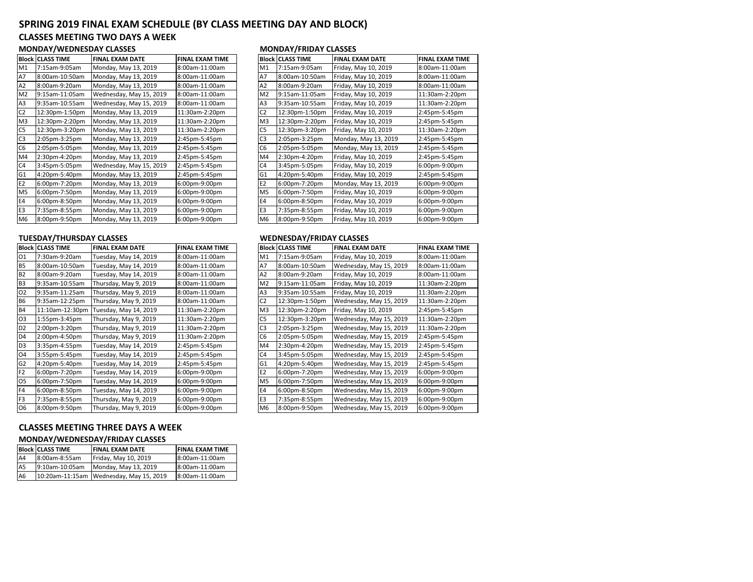# SPRING 2019 FINAL EXAM SCHEDULE (BY CLASS MEETING DAY AND BLOCK)

## CLASSES MEETING TWO DAYS A WEEK

### MONDAY/WEDNESDAY CLASSES

| Block | CLASS TIME | FINAL EXAM DATE | FINAL EXAM TIME |
|---|---|---|---|
| M1 | 7:15am-9:05am | Monday, May 13, 2019 | 8:00am-11:00am |
| A7 | 8:00am-10:50am | Monday, May 13, 2019 | 8:00am-11:00am |
| A2 | 8:00am-9:20am | Monday, May 13, 2019 | 8:00am-11:00am |
| M2 | 9:15am-11:05am | Wednesday, May 15, 2019 | 8:00am-11:00am |
| A3 | 9:35am-10:55am | Wednesday, May 15, 2019 | 8:00am-11:00am |
| C2 | 12:30pm-1:50pm | Monday, May 13, 2019 | 11:30am-2:20pm |
| M3 | 12:30pm-2:20pm | Monday, May 13, 2019 | 11:30am-2:20pm |
| C5 | 12:30pm-3:20pm | Monday, May 13, 2019 | 11:30am-2:20pm |
| C3 | 2:05pm-3:25pm | Monday, May 13, 2019 | 2:45pm-5:45pm |
| C6 | 2:05pm-5:05pm | Monday, May 13, 2019 | 2:45pm-5:45pm |
| M4 | 2:30pm-4:20pm | Monday, May 13, 2019 | 2:45pm-5:45pm |
| C4 | 3:45pm-5:05pm | Wednesday, May 15, 2019 | 2:45pm-5:45pm |
| G1 | 4:20pm-5:40pm | Monday, May 13, 2019 | 2:45pm-5:45pm |
| E2 | 6:00pm-7:20pm | Monday, May 13, 2019 | 6:00pm-9:00pm |
| M5 | 6:00pm-7:50pm | Monday, May 13, 2019 | 6:00pm-9:00pm |
| E4 | 6:00pm-8:50pm | Monday, May 13, 2019 | 6:00pm-9:00pm |
| E3 | 7:35pm-8:55pm | Monday, May 13, 2019 | 6:00pm-9:00pm |
| M6 | 8:00pm-9:50pm | Monday, May 13, 2019 | 6:00pm-9:00pm |

### MONDAY/FRIDAY CLASSES

| Block | CLASS TIME | FINAL EXAM DATE | FINAL EXAM TIME |
|---|---|---|---|
| M1 | 7:15am-9:05am | Friday, May 10, 2019 | 8:00am-11:00am |
| A7 | 8:00am-10:50am | Friday, May 10, 2019 | 8:00am-11:00am |
| A2 | 8:00am-9:20am | Friday, May 10, 2019 | 8:00am-11:00am |
| M2 | 9:15am-11:05am | Friday, May 10, 2019 | 11:30am-2:20pm |
| A3 | 9:35am-10:55am | Friday, May 10, 2019 | 11:30am-2:20pm |
| C2 | 12:30pm-1:50pm | Friday, May 10, 2019 | 2:45pm-5:45pm |
| M3 | 12:30pm-2:20pm | Friday, May 10, 2019 | 2:45pm-5:45pm |
| C5 | 12:30pm-3:20pm | Friday, May 10, 2019 | 11:30am-2:20pm |
| C3 | 2:05pm-3:25pm | Monday, May 13, 2019 | 2:45pm-5:45pm |
| C6 | 2:05pm-5:05pm | Monday, May 13, 2019 | 2:45pm-5:45pm |
| M4 | 2:30pm-4:20pm | Friday, May 10, 2019 | 2:45pm-5:45pm |
| C4 | 3:45pm-5:05pm | Friday, May 10, 2019 | 6:00pm-9:00pm |
| G1 | 4:20pm-5:40pm | Friday, May 10, 2019 | 2:45pm-5:45pm |
| E2 | 6:00pm-7:20pm | Monday, May 13, 2019 | 6:00pm-9:00pm |
| M5 | 6:00pm-7:50pm | Friday, May 10, 2019 | 6:00pm-9:00pm |
| E4 | 6:00pm-8:50pm | Friday, May 10, 2019 | 6:00pm-9:00pm |
| E3 | 7:35pm-8:55pm | Friday, May 10, 2019 | 6:00pm-9:00pm |
| M6 | 8:00pm-9:50pm | Friday, May 10, 2019 | 6:00pm-9:00pm |

### TUESDAY/THURSDAY CLASSES

| Block | CLASS TIME | FINAL EXAM DATE | FINAL EXAM TIME |
|---|---|---|---|
| O1 | 7:30am-9:20am | Tuesday, May 14, 2019 | 8:00am-11:00am |
| B5 | 8:00am-10:50am | Tuesday, May 14, 2019 | 8:00am-11:00am |
| B2 | 8:00am-9:20am | Tuesday, May 14, 2019 | 8:00am-11:00am |
| B3 | 9:35am-10:55am | Thursday, May 9, 2019 | 8:00am-11:00am |
| O2 | 9:35am-11:25am | Thursday, May 9, 2019 | 8:00am-11:00am |
| B6 | 9:35am-12:25pm | Thursday, May 9, 2019 | 8:00am-11:00am |
| B4 | 11:10am-12:30pm | Tuesday, May 14, 2019 | 11:30am-2:20pm |
| O3 | 1:55pm-3:45pm | Thursday, May 9, 2019 | 11:30am-2:20pm |
| D2 | 2:00pm-3:20pm | Thursday, May 9, 2019 | 11:30am-2:20pm |
| D4 | 2:00pm-4:50pm | Thursday, May 9, 2019 | 11:30am-2:20pm |
| D3 | 3:35pm-4:55pm | Tuesday, May 14, 2019 | 2:45pm-5:45pm |
| O4 | 3:55pm-5:45pm | Tuesday, May 14, 2019 | 2:45pm-5:45pm |
| G2 | 4:20pm-5:40pm | Tuesday, May 14, 2019 | 2:45pm-5:45pm |
| F2 | 6:00pm-7:20pm | Tuesday, May 14, 2019 | 6:00pm-9:00pm |
| O5 | 6:00pm-7:50pm | Tuesday, May 14, 2019 | 6:00pm-9:00pm |
| F4 | 6:00pm-8:50pm | Tuesday, May 14, 2019 | 6:00pm-9:00pm |
| F3 | 7:35pm-8:55pm | Thursday, May 9, 2019 | 6:00pm-9:00pm |
| O6 | 8:00pm-9:50pm | Thursday, May 9, 2019 | 6:00pm-9:00pm |

### WEDNESDAY/FRIDAY CLASSES

| Block | CLASS TIME | FINAL EXAM DATE | FINAL EXAM TIME |
|---|---|---|---|
| M1 | 7:15am-9:05am | Friday, May 10, 2019 | 8:00am-11:00am |
| A7 | 8:00am-10:50am | Wednesday, May 15, 2019 | 8:00am-11:00am |
| A2 | 8:00am-9:20am | Friday, May 10, 2019 | 8:00am-11:00am |
| M2 | 9:15am-11:05am | Friday, May 10, 2019 | 11:30am-2:20pm |
| A3 | 9:35am-10:55am | Friday, May 10, 2019 | 11:30am-2:20pm |
| C2 | 12:30pm-1:50pm | Wednesday, May 15, 2019 | 11:30am-2:20pm |
| M3 | 12:30pm-2:20pm | Friday, May 10, 2019 | 2:45pm-5:45pm |
| C5 | 12:30pm-3:20pm | Wednesday, May 15, 2019 | 11:30am-2:20pm |
| C3 | 2:05pm-3:25pm | Wednesday, May 15, 2019 | 11:30am-2:20pm |
| C6 | 2:05pm-5:05pm | Wednesday, May 15, 2019 | 2:45pm-5:45pm |
| M4 | 2:30pm-4:20pm | Wednesday, May 15, 2019 | 2:45pm-5:45pm |
| C4 | 3:45pm-5:05pm | Wednesday, May 15, 2019 | 2:45pm-5:45pm |
| G1 | 4:20pm-5:40pm | Wednesday, May 15, 2019 | 2:45pm-5:45pm |
| E2 | 6:00pm-7:20pm | Wednesday, May 15, 2019 | 6:00pm-9:00pm |
| M5 | 6:00pm-7:50pm | Wednesday, May 15, 2019 | 6:00pm-9:00pm |
| E4 | 6:00pm-8:50pm | Wednesday, May 15, 2019 | 6:00pm-9:00pm |
| E3 | 7:35pm-8:55pm | Wednesday, May 15, 2019 | 6:00pm-9:00pm |
| M6 | 8:00pm-9:50pm | Wednesday, May 15, 2019 | 6:00pm-9:00pm |

## CLASSES MEETING THREE DAYS A WEEK

### MONDAY/WEDNESDAY/FRIDAY CLASSES

| Block | CLASS TIME | FINAL EXAM DATE | FINAL EXAM TIME |
|---|---|---|---|
| A4 | 8:00am-8:55am | Friday, May 10, 2019 | 8:00am-11:00am |
| A5 | 9:10am-10:05am | Monday, May 13, 2019 | 8:00am-11:00am |
| A6 | 10:20am-11:15am | Wednesday, May 15, 2019 | 8:00am-11:00am |